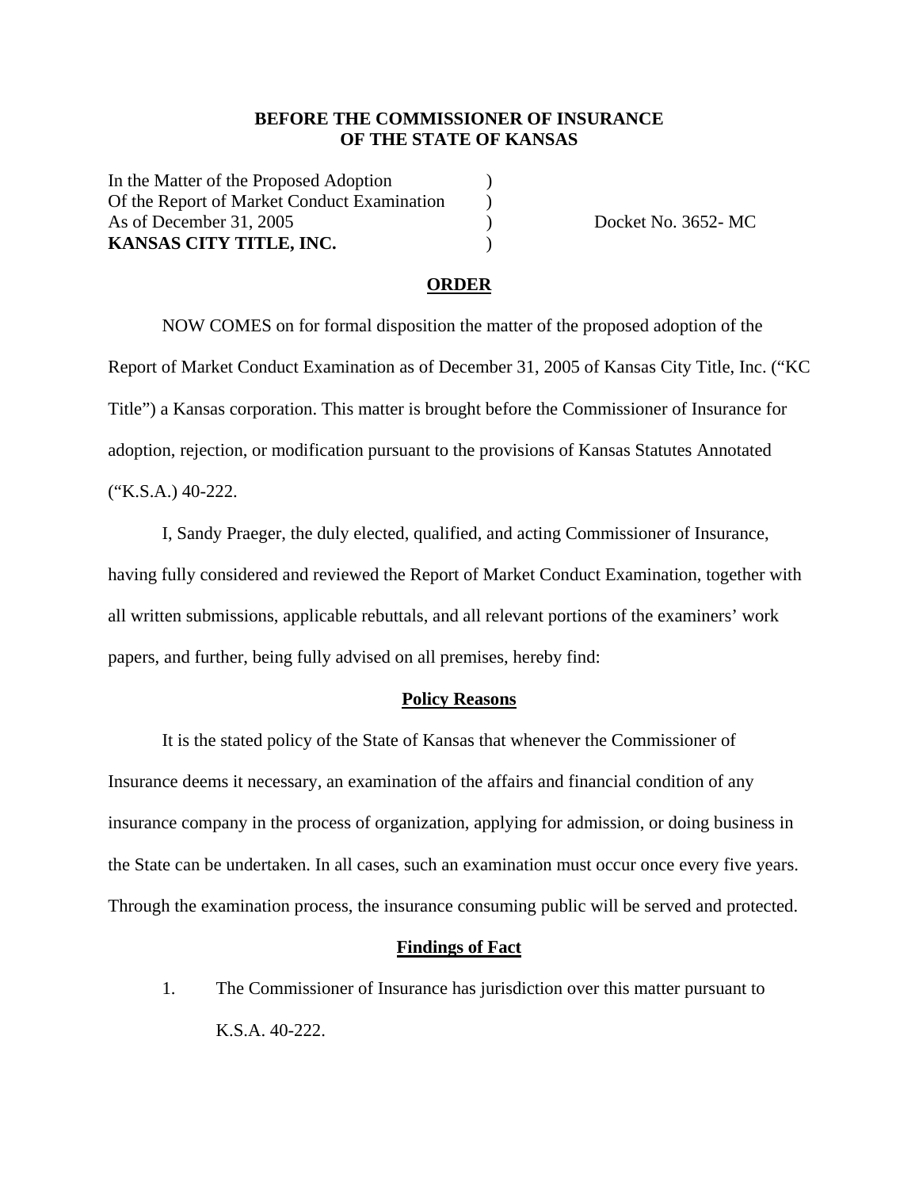**BEFORE THE COMMISSIONER OF INSURANCE**
**OF THE STATE OF KANSAS**

In the Matter of the Proposed Adoption )
Of the Report of Market Conduct Examination )
As of December 31, 2005 ) Docket No. 3652- MC
**KANSAS CITY TITLE, INC.** )

## ORDER

NOW COMES on for formal disposition the matter of the proposed adoption of the Report of Market Conduct Examination as of December 31, 2005 of Kansas City Title, Inc. ("KC Title") a Kansas corporation. This matter is brought before the Commissioner of Insurance for adoption, rejection, or modification pursuant to the provisions of Kansas Statutes Annotated ("K.S.A.) 40-222.

I, Sandy Praeger, the duly elected, qualified, and acting Commissioner of Insurance, having fully considered and reviewed the Report of Market Conduct Examination, together with all written submissions, applicable rebuttals, and all relevant portions of the examiners' work papers, and further, being fully advised on all premises, hereby find:

### Policy Reasons

It is the stated policy of the State of Kansas that whenever the Commissioner of Insurance deems it necessary, an examination of the affairs and financial condition of any insurance company in the process of organization, applying for admission, or doing business in the State can be undertaken. In all cases, such an examination must occur once every five years. Through the examination process, the insurance consuming public will be served and protected.

### Findings of Fact

1. The Commissioner of Insurance has jurisdiction over this matter pursuant to K.S.A. 40-222.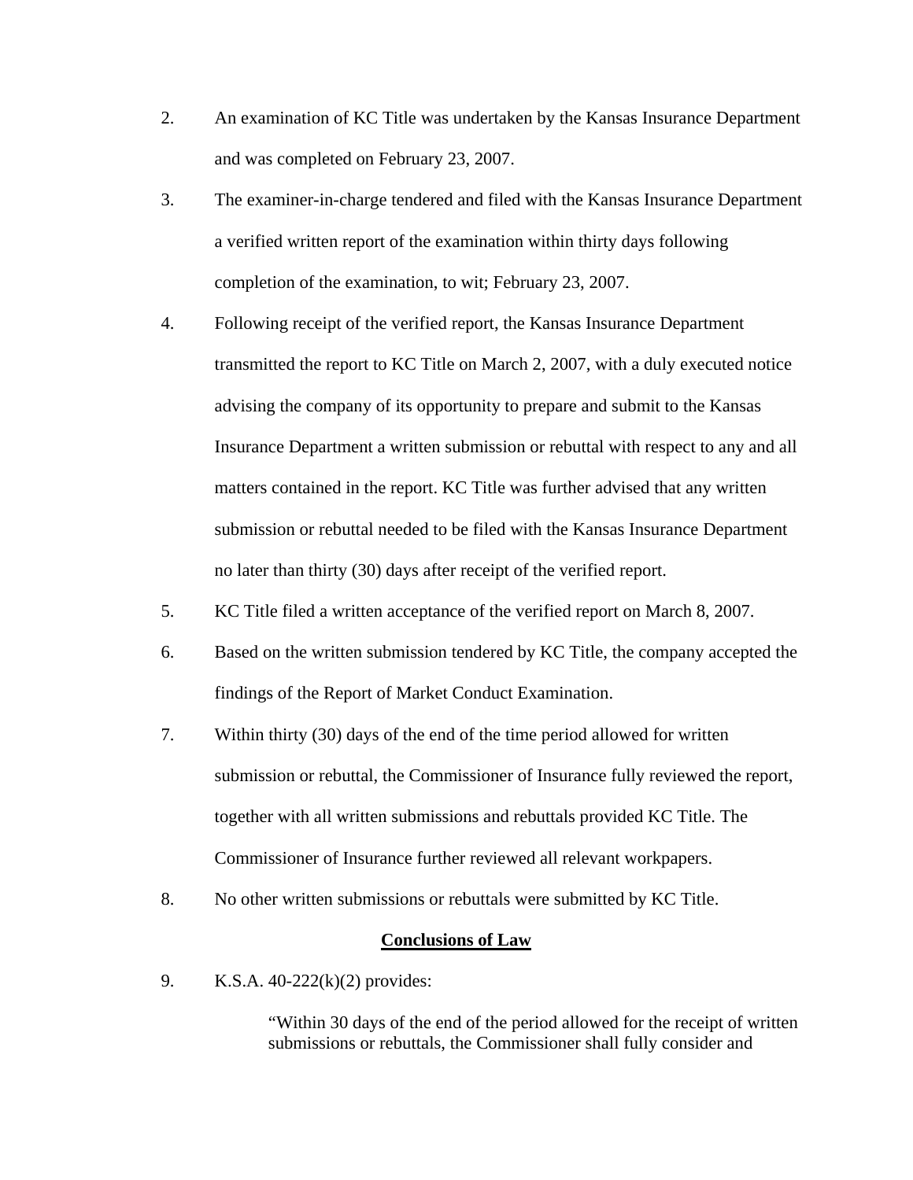2. An examination of KC Title was undertaken by the Kansas Insurance Department and was completed on February 23, 2007.

3. The examiner-in-charge tendered and filed with the Kansas Insurance Department a verified written report of the examination within thirty days following completion of the examination, to wit; February 23, 2007.

4. Following receipt of the verified report, the Kansas Insurance Department transmitted the report to KC Title on March 2, 2007, with a duly executed notice advising the company of its opportunity to prepare and submit to the Kansas Insurance Department a written submission or rebuttal with respect to any and all matters contained in the report. KC Title was further advised that any written submission or rebuttal needed to be filed with the Kansas Insurance Department no later than thirty (30) days after receipt of the verified report.

5. KC Title filed a written acceptance of the verified report on March 8, 2007.

6. Based on the written submission tendered by KC Title, the company accepted the findings of the Report of Market Conduct Examination.

7. Within thirty (30) days of the end of the time period allowed for written submission or rebuttal, the Commissioner of Insurance fully reviewed the report, together with all written submissions and rebuttals provided KC Title. The Commissioner of Insurance further reviewed all relevant workpapers.

8. No other written submissions or rebuttals were submitted by KC Title.

**Conclusions of Law**

9. K.S.A. 40-222(k)(2) provides:

> "Within 30 days of the end of the period allowed for the receipt of written submissions or rebuttals, the Commissioner shall fully consider and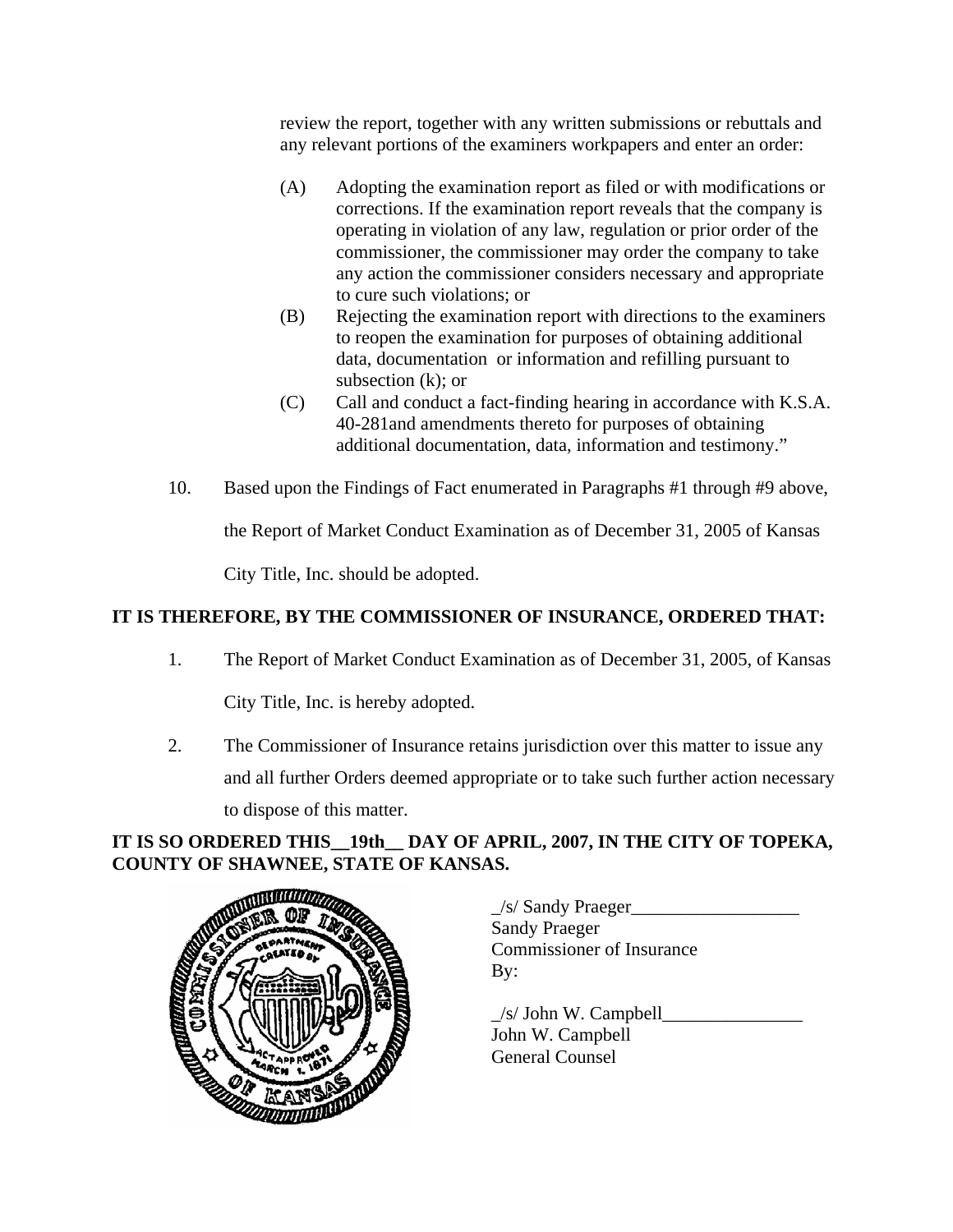review the report, together with any written submissions or rebuttals and any relevant portions of the examiners workpapers and enter an order:

(A) Adopting the examination report as filed or with modifications or corrections. If the examination report reveals that the company is operating in violation of any law, regulation or prior order of the commissioner, the commissioner may order the company to take any action the commissioner considers necessary and appropriate to cure such violations; or

(B) Rejecting the examination report with directions to the examiners to reopen the examination for purposes of obtaining additional data, documentation or information and refilling pursuant to subsection (k); or

(C) Call and conduct a fact-finding hearing in accordance with K.S.A. 40-281and amendments thereto for purposes of obtaining additional documentation, data, information and testimony."

10. Based upon the Findings of Fact enumerated in Paragraphs #1 through #9 above, the Report of Market Conduct Examination as of December 31, 2005 of Kansas City Title, Inc. should be adopted.

**IT IS THEREFORE, BY THE COMMISSIONER OF INSURANCE, ORDERED THAT:**

1. The Report of Market Conduct Examination as of December 31, 2005, of Kansas City Title, Inc. is hereby adopted.

2. The Commissioner of Insurance retains jurisdiction over this matter to issue any and all further Orders deemed appropriate or to take such further action necessary to dispose of this matter.

**IT IS SO ORDERED THIS__19th__ DAY OF APRIL, 2007, IN THE CITY OF TOPEKA, COUNTY OF SHAWNEE, STATE OF KANSAS.**

_/s/ Sandy Praeger__________________
Sandy Praeger
Commissioner of Insurance
By:

_/s/ John W. Campbell_______________
John W. Campbell
General Counsel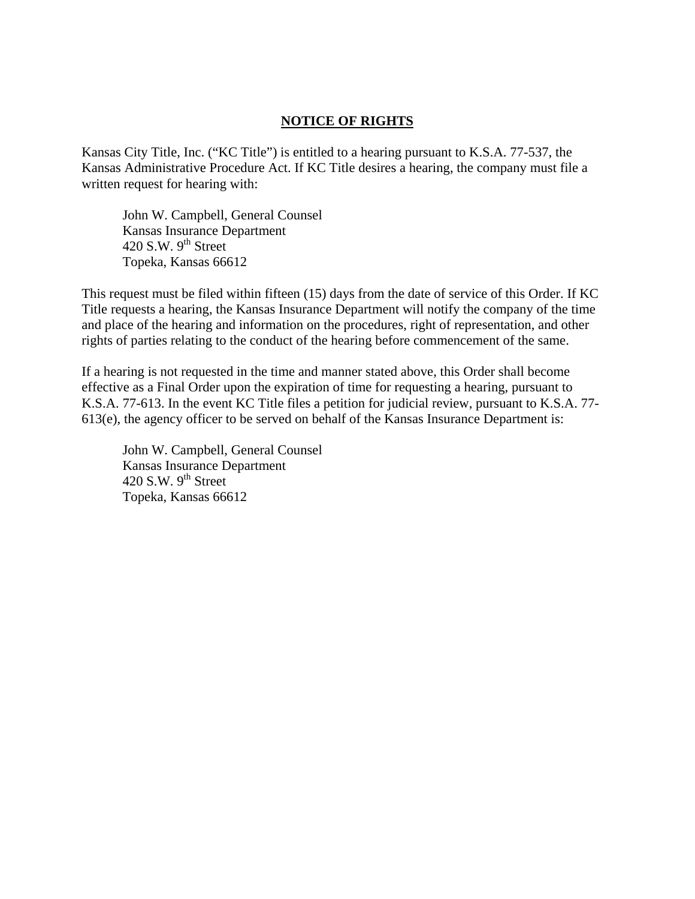## NOTICE OF RIGHTS

Kansas City Title, Inc. ("KC Title") is entitled to a hearing pursuant to K.S.A. 77-537, the Kansas Administrative Procedure Act. If KC Title desires a hearing, the company must file a written request for hearing with:

> John W. Campbell, General Counsel
> Kansas Insurance Department
> 420 S.W. 9th Street
> Topeka, Kansas 66612

This request must be filed within fifteen (15) days from the date of service of this Order. If KC Title requests a hearing, the Kansas Insurance Department will notify the company of the time and place of the hearing and information on the procedures, right of representation, and other rights of parties relating to the conduct of the hearing before commencement of the same.

If a hearing is not requested in the time and manner stated above, this Order shall become effective as a Final Order upon the expiration of time for requesting a hearing, pursuant to K.S.A. 77-613. In the event KC Title files a petition for judicial review, pursuant to K.S.A. 77-613(e), the agency officer to be served on behalf of the Kansas Insurance Department is:

> John W. Campbell, General Counsel
> Kansas Insurance Department
> 420 S.W. 9th Street
> Topeka, Kansas 66612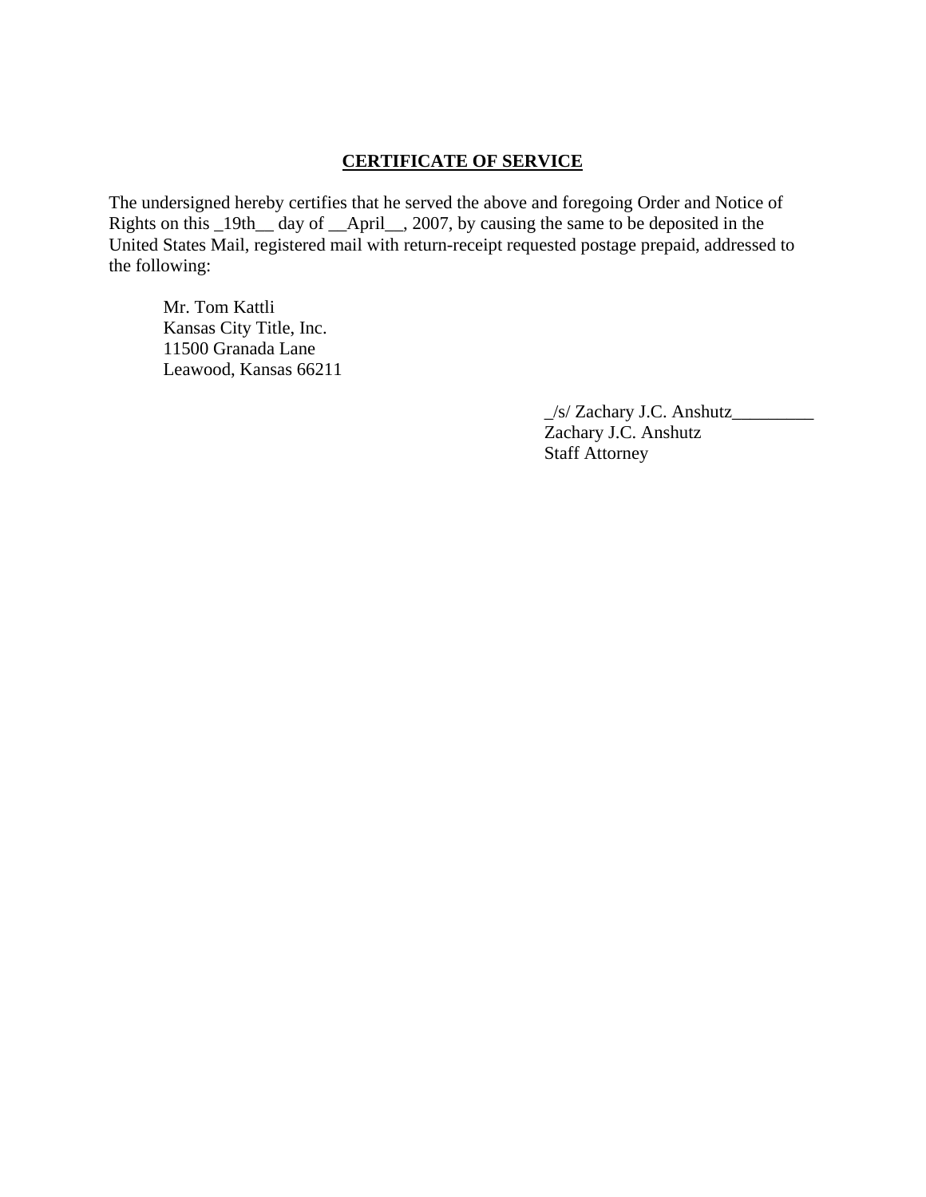## CERTIFICATE OF SERVICE

The undersigned hereby certifies that he served the above and foregoing Order and Notice of Rights on this _19th__ day of __April__, 2007, by causing the same to be deposited in the United States Mail, registered mail with return-receipt requested postage prepaid, addressed to the following:

Mr. Tom Kattli
Kansas City Title, Inc.
11500 Granada Lane
Leawood, Kansas 66211

_/s/ Zachary J.C. Anshutz_________
Zachary J.C. Anshutz
Staff Attorney